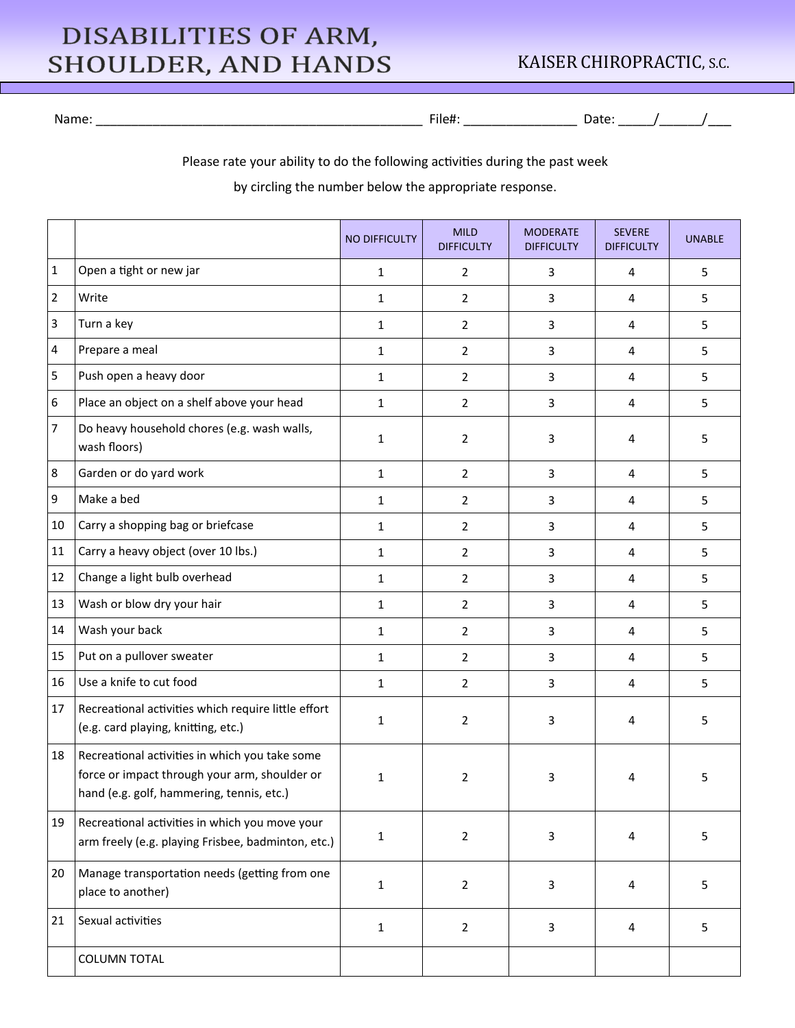# DISABILITIES OF ARM, SHOULDER, AND HANDS

KAISER CHIROPRACTIC, S.C.

Name: ____________________________________________ File#: _______________ Date: _____/______/___

Please rate your ability to do the following activities during the past week

by circling the number below the appropriate response.

| | | NO DIFFICULTY | MILD DIFFICULTY | MODERATE DIFFICULTY | SEVERE DIFFICULTY | UNABLE |
|---|---|---|---|---|---|---|
| 1 | Open a tight or new jar | 1 | 2 | 3 | 4 | 5 |
| 2 | Write | 1 | 2 | 3 | 4 | 5 |
| 3 | Turn a key | 1 | 2 | 3 | 4 | 5 |
| 4 | Prepare a meal | 1 | 2 | 3 | 4 | 5 |
| 5 | Push open a heavy door | 1 | 2 | 3 | 4 | 5 |
| 6 | Place an object on a shelf above your head | 1 | 2 | 3 | 4 | 5 |
| 7 | Do heavy household chores (e.g. wash walls, wash floors) | 1 | 2 | 3 | 4 | 5 |
| 8 | Garden or do yard work | 1 | 2 | 3 | 4 | 5 |
| 9 | Make a bed | 1 | 2 | 3 | 4 | 5 |
| 10 | Carry a shopping bag or briefcase | 1 | 2 | 3 | 4 | 5 |
| 11 | Carry a heavy object (over 10 lbs.) | 1 | 2 | 3 | 4 | 5 |
| 12 | Change a light bulb overhead | 1 | 2 | 3 | 4 | 5 |
| 13 | Wash or blow dry your hair | 1 | 2 | 3 | 4 | 5 |
| 14 | Wash your back | 1 | 2 | 3 | 4 | 5 |
| 15 | Put on a pullover sweater | 1 | 2 | 3 | 4 | 5 |
| 16 | Use a knife to cut food | 1 | 2 | 3 | 4 | 5 |
| 17 | Recreational activities which require little effort (e.g. card playing, knitting, etc.) | 1 | 2 | 3 | 4 | 5 |
| 18 | Recreational activities in which you take some force or impact through your arm, shoulder or hand (e.g. golf, hammering, tennis, etc.) | 1 | 2 | 3 | 4 | 5 |
| 19 | Recreational activities in which you move your arm freely (e.g. playing Frisbee, badminton, etc.) | 1 | 2 | 3 | 4 | 5 |
| 20 | Manage transportation needs (getting from one place to another) | 1 | 2 | 3 | 4 | 5 |
| 21 | Sexual activities | 1 | 2 | 3 | 4 | 5 |
| | COLUMN TOTAL | | | | | |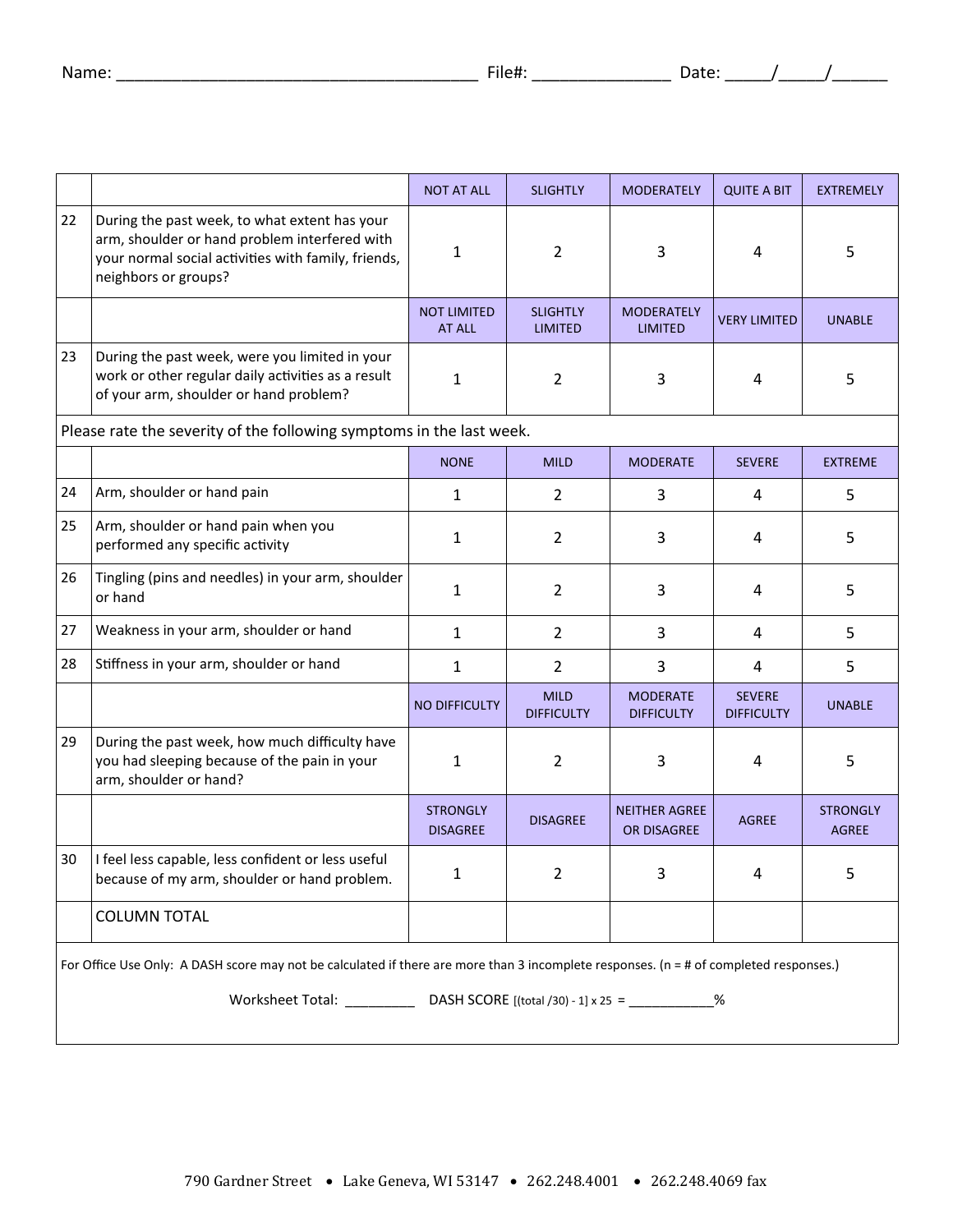Name: ________________________________________ File#: _______________ Date: _____/_____/______

| | | NOT AT ALL | SLIGHTLY | MODERATELY | QUITE A BIT | EXTREMELY |
|---|---|---|---|---|---|---|
| 22 | During the past week, to what extent has your arm, shoulder or hand problem interfered with your normal social activities with family, friends, neighbors or groups? | 1 | 2 | 3 | 4 | 5 |
| | | NOT LIMITED AT ALL | SLIGHTLY LIMITED | MODERATELY LIMITED | VERY LIMITED | UNABLE |
| 23 | During the past week, were you limited in your work or other regular daily activities as a result of your arm, shoulder or hand problem? | 1 | 2 | 3 | 4 | 5 |
| Please rate the severity of the following symptoms in the last week. | | | | | | |
| | | NONE | MILD | MODERATE | SEVERE | EXTREME |
| 24 | Arm, shoulder or hand pain | 1 | 2 | 3 | 4 | 5 |
| 25 | Arm, shoulder or hand pain when you performed any specific activity | 1 | 2 | 3 | 4 | 5 |
| 26 | Tingling (pins and needles) in your arm, shoulder or hand | 1 | 2 | 3 | 4 | 5 |
| 27 | Weakness in your arm, shoulder or hand | 1 | 2 | 3 | 4 | 5 |
| 28 | Stiffness in your arm, shoulder or hand | 1 | 2 | 3 | 4 | 5 |
| | | NO DIFFICULTY | MILD DIFFICULTY | MODERATE DIFFICULTY | SEVERE DIFFICULTY | UNABLE |
| 29 | During the past week, how much difficulty have you had sleeping because of the pain in your arm, shoulder or hand? | 1 | 2 | 3 | 4 | 5 |
| | | STRONGLY DISAGREE | DISAGREE | NEITHER AGREE OR DISAGREE | AGREE | STRONGLY AGREE |
| 30 | I feel less capable, less confident or less useful because of my arm, shoulder or hand problem. | 1 | 2 | 3 | 4 | 5 |
| | COLUMN TOTAL | | | | | |

For Office Use Only: A DASH score may not be calculated if there are more than 3 incomplete responses. (n = # of completed responses.)

Worksheet Total: _________ DASH SCORE [(total /30) - 1] x 25 = ____________%

790 Gardner Street • Lake Geneva, WI 53147 • 262.248.4001 • 262.248.4069 fax